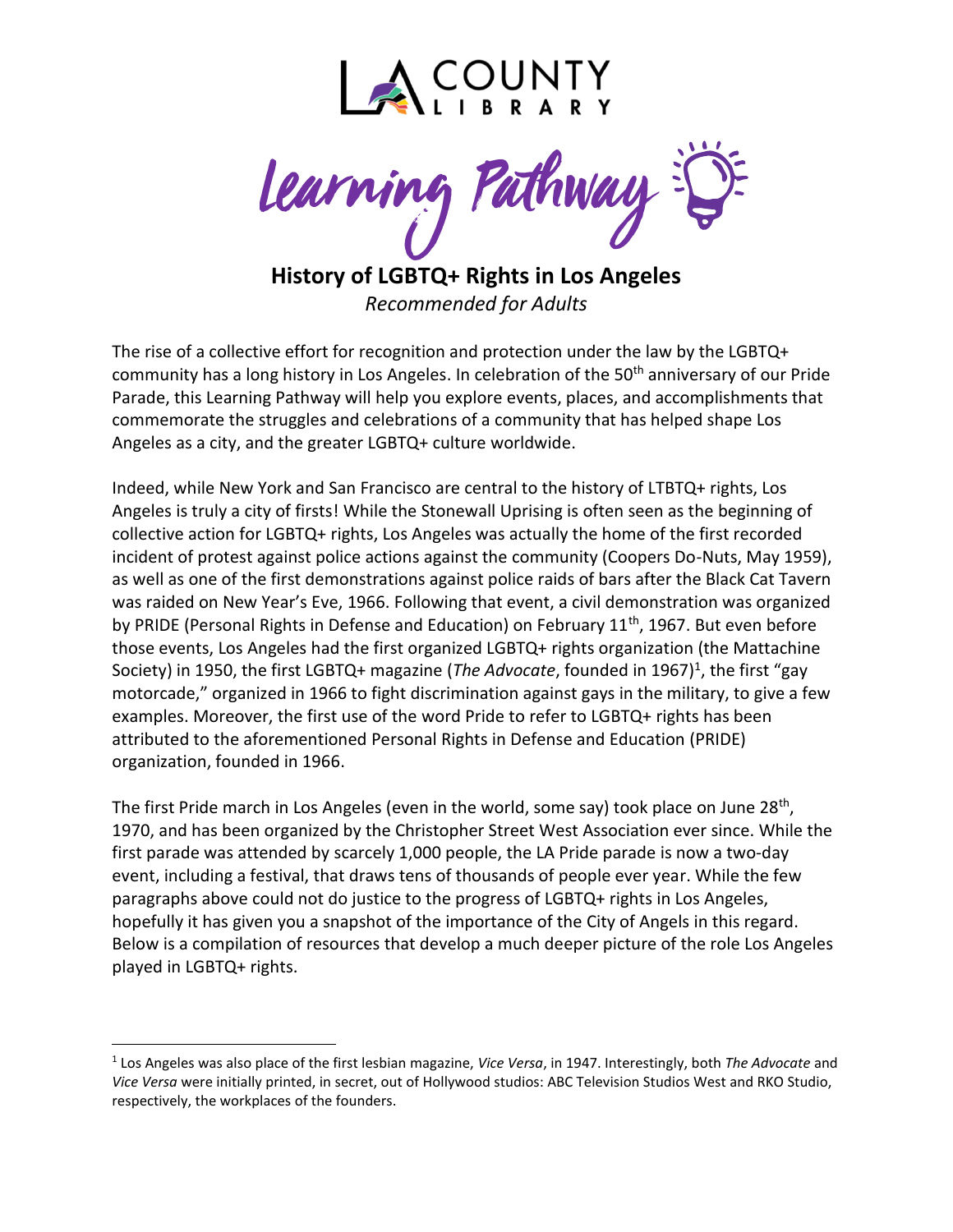LA COUNTY LIBRARY

Learning Pathway

# History of LGBTQ+ Rights in Los Angeles

*Recommended for Adults*

The rise of a collective effort for recognition and protection under the law by the LGBTQ+ community has a long history in Los Angeles. In celebration of the 50th anniversary of our Pride Parade, this Learning Pathway will help you explore events, places, and accomplishments that commemorate the struggles and celebrations of a community that has helped shape Los Angeles as a city, and the greater LGBTQ+ culture worldwide.

Indeed, while New York and San Francisco are central to the history of LTBTQ+ rights, Los Angeles is truly a city of firsts! While the Stonewall Uprising is often seen as the beginning of collective action for LGBTQ+ rights, Los Angeles was actually the home of the first recorded incident of protest against police actions against the community (Coopers Do-Nuts, May 1959), as well as one of the first demonstrations against police raids of bars after the Black Cat Tavern was raided on New Year's Eve, 1966. Following that event, a civil demonstration was organized by PRIDE (Personal Rights in Defense and Education) on February 11th, 1967. But even before those events, Los Angeles had the first organized LGBTQ+ rights organization (the Mattachine Society) in 1950, the first LGBTQ+ magazine (*The Advocate*, founded in 1967)[1], the first "gay motorcade," organized in 1966 to fight discrimination against gays in the military, to give a few examples. Moreover, the first use of the word Pride to refer to LGBTQ+ rights has been attributed to the aforementioned Personal Rights in Defense and Education (PRIDE) organization, founded in 1966.

The first Pride march in Los Angeles (even in the world, some say) took place on June 28th, 1970, and has been organized by the Christopher Street West Association ever since. While the first parade was attended by scarcely 1,000 people, the LA Pride parade is now a two-day event, including a festival, that draws tens of thousands of people ever year. While the few paragraphs above could not do justice to the progress of LGBTQ+ rights in Los Angeles, hopefully it has given you a snapshot of the importance of the City of Angels in this regard. Below is a compilation of resources that develop a much deeper picture of the role Los Angeles played in LGBTQ+ rights.

---

[1] Los Angeles was also place of the first lesbian magazine, *Vice Versa*, in 1947. Interestingly, both *The Advocate* and *Vice Versa* were initially printed, in secret, out of Hollywood studios: ABC Television Studios West and RKO Studio, respectively, the workplaces of the founders.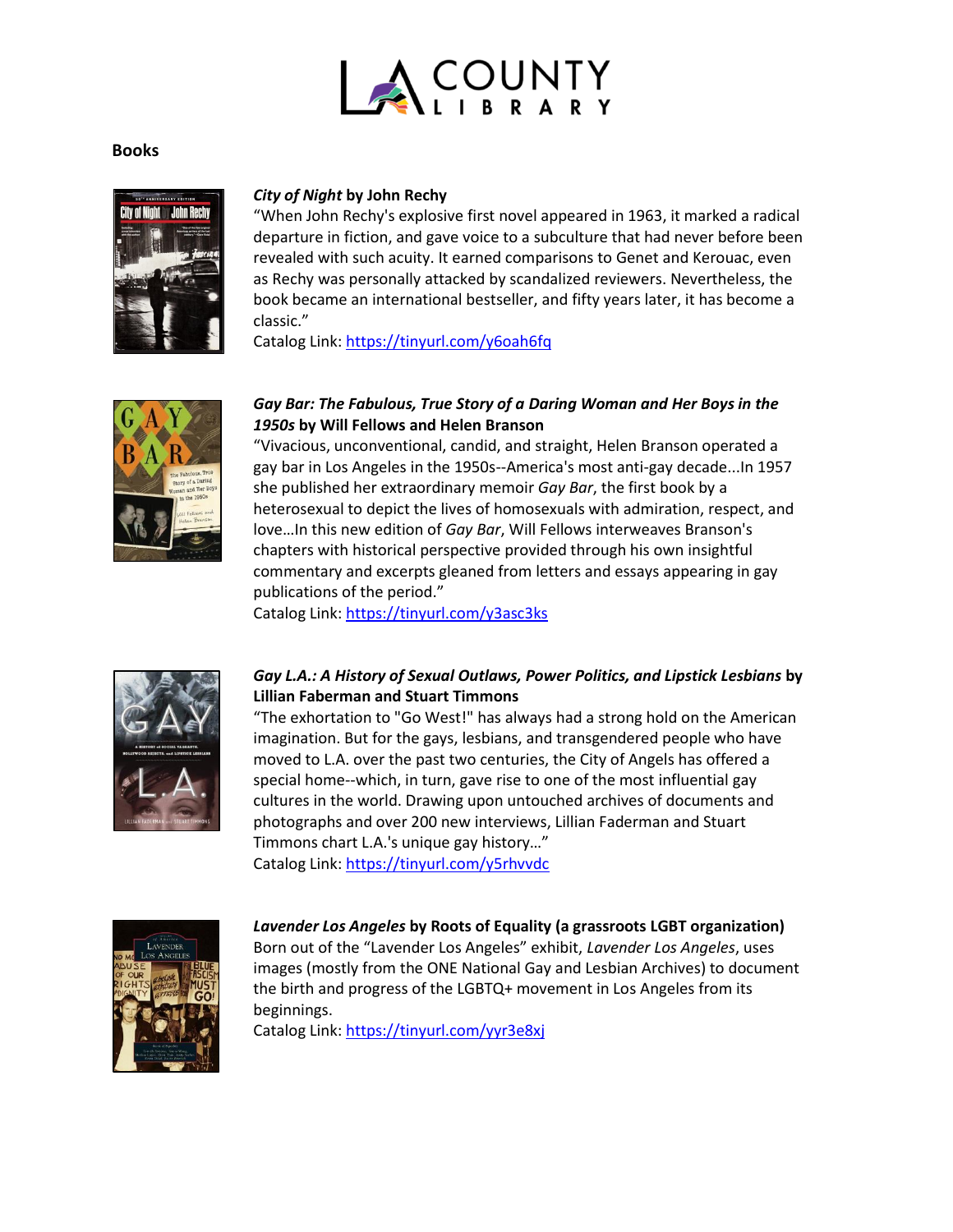# LA COUNTY LIBRARY

## Books

***City of Night*** **by John Rechy**

"When John Rechy's explosive first novel appeared in 1963, it marked a radical departure in fiction, and gave voice to a subculture that had never before been revealed with such acuity. It earned comparisons to Genet and Kerouac, even as Rechy was personally attacked by scandalized reviewers. Nevertheless, the book became an international bestseller, and fifty years later, it has become a classic."

Catalog Link: https://tinyurl.com/y6oah6fq

***Gay Bar: The Fabulous, True Story of a Daring Woman and Her Boys in the 1950s*** **by Will Fellows and Helen Branson**

"Vivacious, unconventional, candid, and straight, Helen Branson operated a gay bar in Los Angeles in the 1950s--America's most anti-gay decade...In 1957 she published her extraordinary memoir *Gay Bar*, the first book by a heterosexual to depict the lives of homosexuals with admiration, respect, and love…In this new edition of *Gay Bar*, Will Fellows interweaves Branson's chapters with historical perspective provided through his own insightful commentary and excerpts gleaned from letters and essays appearing in gay publications of the period."

Catalog Link: https://tinyurl.com/y3asc3ks

***Gay L.A.: A History of Sexual Outlaws, Power Politics, and Lipstick Lesbians*** **by Lillian Faberman and Stuart Timmons**

"The exhortation to "Go West!" has always had a strong hold on the American imagination. But for the gays, lesbians, and transgendered people who have moved to L.A. over the past two centuries, the City of Angels has offered a special home--which, in turn, gave rise to one of the most influential gay cultures in the world. Drawing upon untouched archives of documents and photographs and over 200 new interviews, Lillian Faderman and Stuart Timmons chart L.A.'s unique gay history…"

Catalog Link: https://tinyurl.com/y5rhvvdc

***Lavender Los Angeles*** **by Roots of Equality (a grassroots LGBT organization)**

Born out of the "Lavender Los Angeles" exhibit, *Lavender Los Angeles*, uses images (mostly from the ONE National Gay and Lesbian Archives) to document the birth and progress of the LGBTQ+ movement in Los Angeles from its beginnings.

Catalog Link: https://tinyurl.com/yyr3e8xj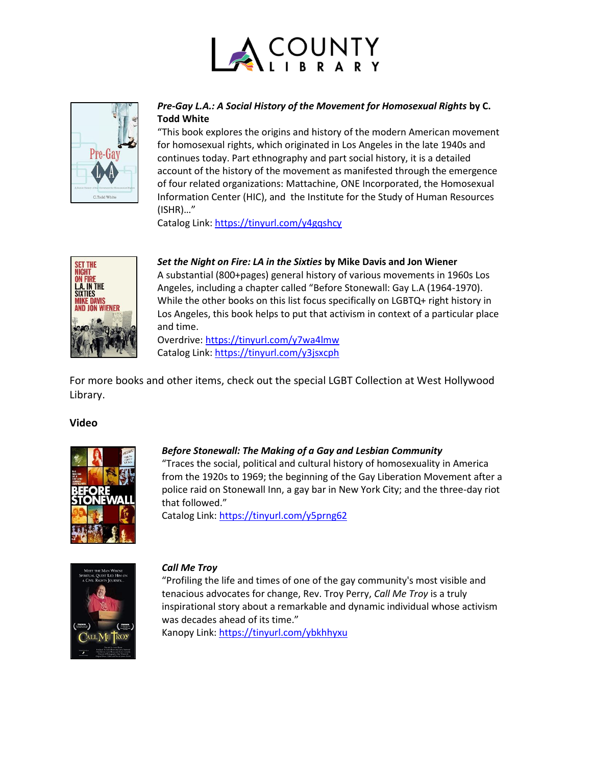***Pre-Gay L.A.: A Social History of the Movement for Homosexual Rights* by C. Todd White**

"This book explores the origins and history of the modern American movement for homosexual rights, which originated in Los Angeles in the late 1940s and continues today. Part ethnography and part social history, it is a detailed account of the history of the movement as manifested through the emergence of four related organizations: Mattachine, ONE Incorporated, the Homosexual Information Center (HIC), and the Institute for the Study of Human Resources (ISHR)…"

Catalog Link: https://tinyurl.com/y4gqshcy

***Set the Night on Fire: LA in the Sixties* by Mike Davis and Jon Wiener**

A substantial (800+pages) general history of various movements in 1960s Los Angeles, including a chapter called "Before Stonewall: Gay L.A (1964-1970). While the other books on this list focus specifically on LGBTQ+ right history in Los Angeles, this book helps to put that activism in context of a particular place and time.

Overdrive: https://tinyurl.com/y7wa4lmw

Catalog Link: https://tinyurl.com/y3jsxcph

For more books and other items, check out the special LGBT Collection at West Hollywood Library.

**Video**

***Before Stonewall: The Making of a Gay and Lesbian Community***

"Traces the social, political and cultural history of homosexuality in America from the 1920s to 1969; the beginning of the Gay Liberation Movement after a police raid on Stonewall Inn, a gay bar in New York City; and the three-day riot that followed."

Catalog Link: https://tinyurl.com/y5prng62

***Call Me Troy***

"Profiling the life and times of one of the gay community's most visible and tenacious advocates for change, Rev. Troy Perry, *Call Me Troy* is a truly inspirational story about a remarkable and dynamic individual whose activism was decades ahead of its time."

Kanopy Link: https://tinyurl.com/ybkhhyxu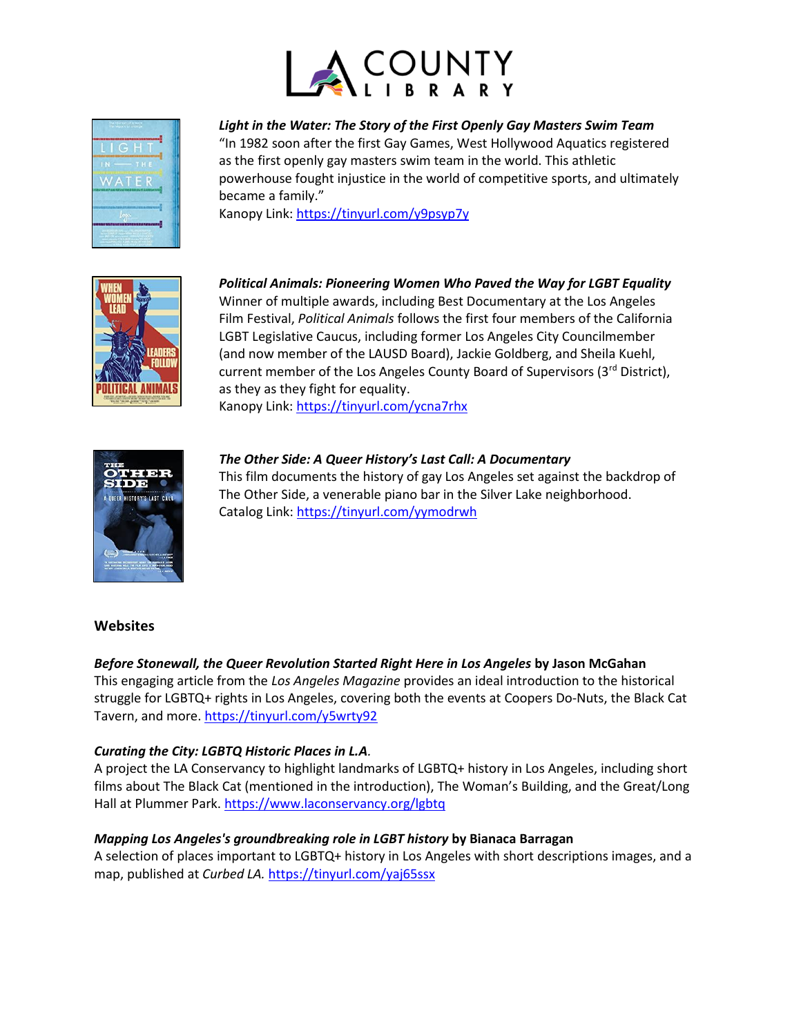***Light in the Water: The Story of the First Openly Gay Masters Swim Team***
"In 1982 soon after the first Gay Games, West Hollywood Aquatics registered as the first openly gay masters swim team in the world. This athletic powerhouse fought injustice in the world of competitive sports, and ultimately became a family."
Kanopy Link: https://tinyurl.com/y9psyp7y

***Political Animals: Pioneering Women Who Paved the Way for LGBT Equality***
Winner of multiple awards, including Best Documentary at the Los Angeles Film Festival, *Political Animals* follows the first four members of the California LGBT Legislative Caucus, including former Los Angeles City Councilmember (and now member of the LAUSD Board), Jackie Goldberg, and Sheila Kuehl, current member of the Los Angeles County Board of Supervisors (3rd District), as they as they fight for equality.
Kanopy Link: https://tinyurl.com/ycna7rhx

***The Other Side: A Queer History's Last Call: A Documentary***
This film documents the history of gay Los Angeles set against the backdrop of The Other Side, a venerable piano bar in the Silver Lake neighborhood.
Catalog Link: https://tinyurl.com/yymodrwh

## Websites

***Before Stonewall, the Queer Revolution Started Right Here in Los Angeles* by Jason McGahan**
This engaging article from the *Los Angeles Magazine* provides an ideal introduction to the historical struggle for LGBTQ+ rights in Los Angeles, covering both the events at Coopers Do-Nuts, the Black Cat Tavern, and more. https://tinyurl.com/y5wrty92

***Curating the City: LGBTQ Historic Places in L.A.***
A project the LA Conservancy to highlight landmarks of LGBTQ+ history in Los Angeles, including short films about The Black Cat (mentioned in the introduction), The Woman's Building, and the Great/Long Hall at Plummer Park. https://www.laconservancy.org/lgbtq

***Mapping Los Angeles's groundbreaking role in LGBT history* by Bianaca Barragan**
A selection of places important to LGBTQ+ history in Los Angeles with short descriptions images, and a map, published at *Curbed LA.* https://tinyurl.com/yaj65ssx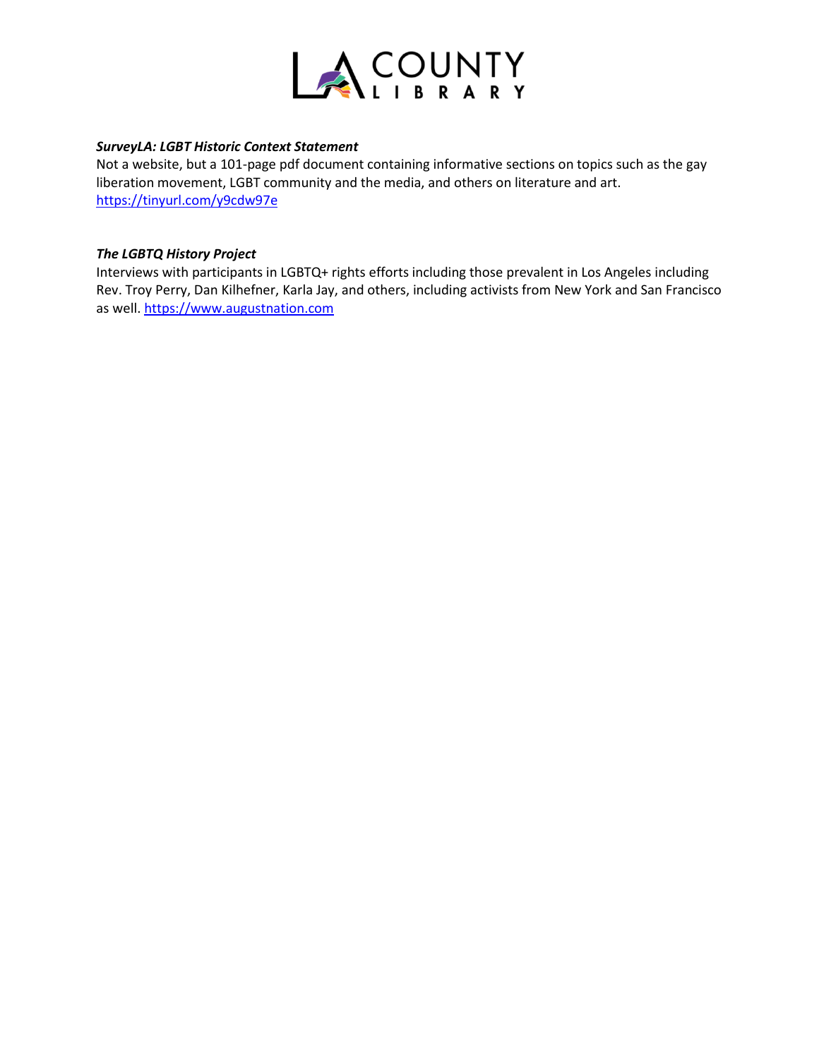***SurveyLA: LGBT Historic Context Statement***
Not a website, but a 101-page pdf document containing informative sections on topics such as the gay liberation movement, LGBT community and the media, and others on literature and art.
[https://tinyurl.com/y9cdw97e](https://tinyurl.com/y9cdw97e)

***The LGBTQ History Project***
Interviews with participants in LGBTQ+ rights efforts including those prevalent in Los Angeles including Rev. Troy Perry, Dan Kilhefner, Karla Jay, and others, including activists from New York and San Francisco as well. [https://www.augustnation.com](https://www.augustnation.com)